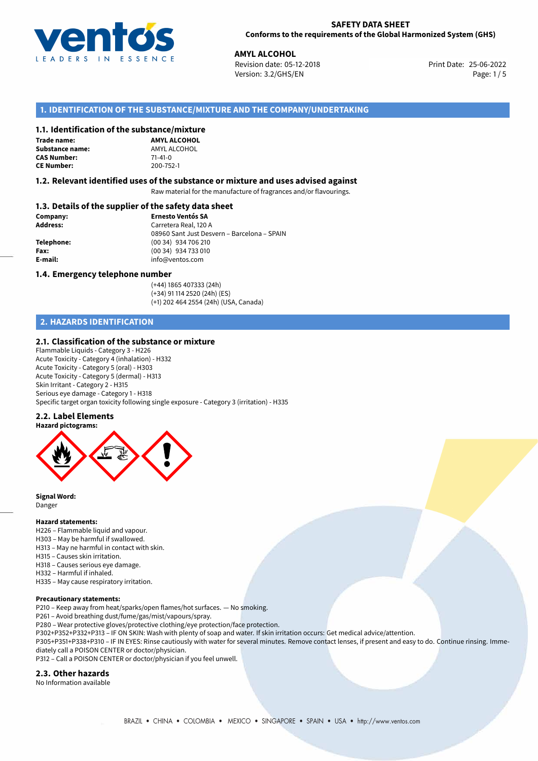**SAFETY DATA SHEET**
**Conforms to the requirements of the Global Harmonized System (GHS)**

**AMYL ALCOHOL**
Revision date: 05-12-2018
Version: 3.2/GHS/EN
Print Date: 25-06-2022

## 1. IDENTIFICATION OF THE SUBSTANCE/MIXTURE AND THE COMPANY/UNDERTAKING

### 1.1. Identification of the substance/mixture

**Trade name:** **AMYL ALCOHOL**
**Substance name:** AMYL ALCOHOL
**CAS Number:** 71-41-0
**CE Number:** 200-752-1

### 1.2. Relevant identified uses of the substance or mixture and uses advised against

Raw material for the manufacture of fragrances and/or flavourings.

### 1.3. Details of the supplier of the safety data sheet

**Company:** **Ernesto Ventós SA**
**Address:** Carretera Real, 120 A
08960 Sant Just Desvern – Barcelona – SPAIN
**Telephone:** (00 34) 934 706 210
**Fax:** (00 34) 934 733 010
**E-mail:** info@ventos.com

### 1.4. Emergency telephone number

(+44) 1865 407333 (24h)
(+34) 91 114 2520 (24h) (ES)
(+1) 202 464 2554 (24h) (USA, Canada)

## 2. HAZARDS IDENTIFICATION

### 2.1. Classification of the substance or mixture

Flammable Liquids - Category 3 - H226
Acute Toxicity - Category 4 (inhalation) - H332
Acute Toxicity - Category 5 (oral) - H303
Acute Toxicity - Category 5 (dermal) - H313
Skin Irritant - Category 2 - H315
Serious eye damage - Category 1 - H318
Specific target organ toxicity following single exposure - Category 3 (irritation) - H335

### 2.2. Label Elements

**Hazard pictograms:**

**Signal Word:**
Danger

**Hazard statements:**

H226 – Flammable liquid and vapour.
H303 – May be harmful if swallowed.
H313 – May ne harmful in contact with skin.
H315 – Causes skin irritation.
H318 – Causes serious eye damage.
H332 – Harmful if inhaled.
H335 – May cause respiratory irritation.

**Precautionary statements:**

P210 – Keep away from heat/sparks/open flames/hot surfaces. — No smoking.
P261 – Avoid breathing dust/fume/gas/mist/vapours/spray.
P280 – Wear protective gloves/protective clothing/eye protection/face protection.
P302+P352+P332+P313 – IF ON SKIN: Wash with plenty of soap and water. If skin irritation occurs: Get medical advice/attention.
P305+P351+P338+P310 – IF IN EYES: Rinse cautiously with water for several minutes. Remove contact lenses, if present and easy to do. Continue rinsing. Immediately call a POISON CENTER or doctor/physician.
P312 – Call a POISON CENTER or doctor/physician if you feel unwell.

### 2.3. Other hazards

No Information available

BRAZIL • CHINA • COLOMBIA • MEXICO • SINGAPORE • SPAIN • USA • http://www.ventos.com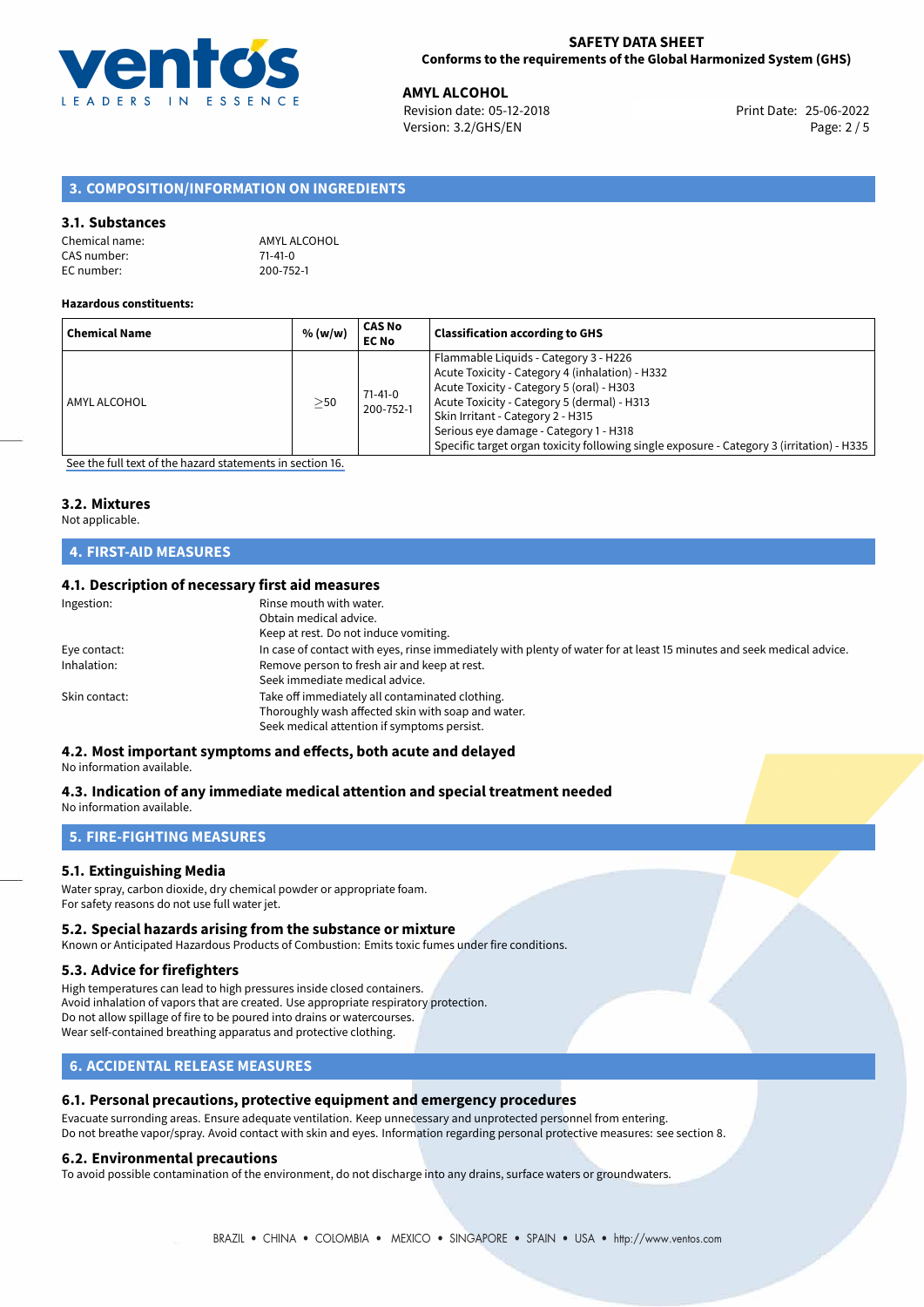## 3. COMPOSITION/INFORMATION ON INGREDIENTS

### 3.1. Substances

Chemical name: AMYL ALCOHOL
CAS number: 71-41-0
EC number: 200-752-1

**Hazardous constituents:**

| Chemical Name | % (w/w) | CAS No EC No | Classification according to GHS |
|---|---|---|---|
| AMYL ALCOHOL | ≥50 | 71-41-0 200-752-1 | Flammable Liquids - Category 3 - H226<br>Acute Toxicity - Category 4 (inhalation) - H332<br>Acute Toxicity - Category 5 (oral) - H303<br>Acute Toxicity - Category 5 (dermal) - H313<br>Skin Irritant - Category 2 - H315<br>Serious eye damage - Category 1 - H318<br>Specific target organ toxicity following single exposure - Category 3 (irritation) - H335 |

See the full text of the hazard statements in section 16.

### 3.2. Mixtures

Not applicable.

## 4. FIRST-AID MEASURES

### 4.1. Description of necessary first aid measures

Ingestion: Rinse mouth with water.
Obtain medical advice.
Keep at rest. Do not induce vomiting.

Eye contact: In case of contact with eyes, rinse immediately with plenty of water for at least 15 minutes and seek medical advice.

Inhalation: Remove person to fresh air and keep at rest.
Seek immediate medical advice.

Skin contact: Take off immediately all contaminated clothing.
Thoroughly wash affected skin with soap and water.
Seek medical attention if symptoms persist.

### 4.2. Most important symptoms and effects, both acute and delayed

No information available.

### 4.3. Indication of any immediate medical attention and special treatment needed

No information available.

## 5. FIRE-FIGHTING MEASURES

### 5.1. Extinguishing Media

Water spray, carbon dioxide, dry chemical powder or appropriate foam.
For safety reasons do not use full water jet.

### 5.2. Special hazards arising from the substance or mixture

Known or Anticipated Hazardous Products of Combustion: Emits toxic fumes under fire conditions.

### 5.3. Advice for firefighters

High temperatures can lead to high pressures inside closed containers.
Avoid inhalation of vapors that are created. Use appropriate respiratory protection.
Do not allow spillage of fire to be poured into drains or watercourses.
Wear self-contained breathing apparatus and protective clothing.

## 6. ACCIDENTAL RELEASE MEASURES

### 6.1. Personal precautions, protective equipment and emergency procedures

Evacuate surronding areas. Ensure adequate ventilation. Keep unnecessary and unprotected personnel from entering.
Do not breathe vapor/spray. Avoid contact with skin and eyes. Information regarding personal protective measures: see section 8.

### 6.2. Environmental precautions

To avoid possible contamination of the environment, do not discharge into any drains, surface waters or groundwaters.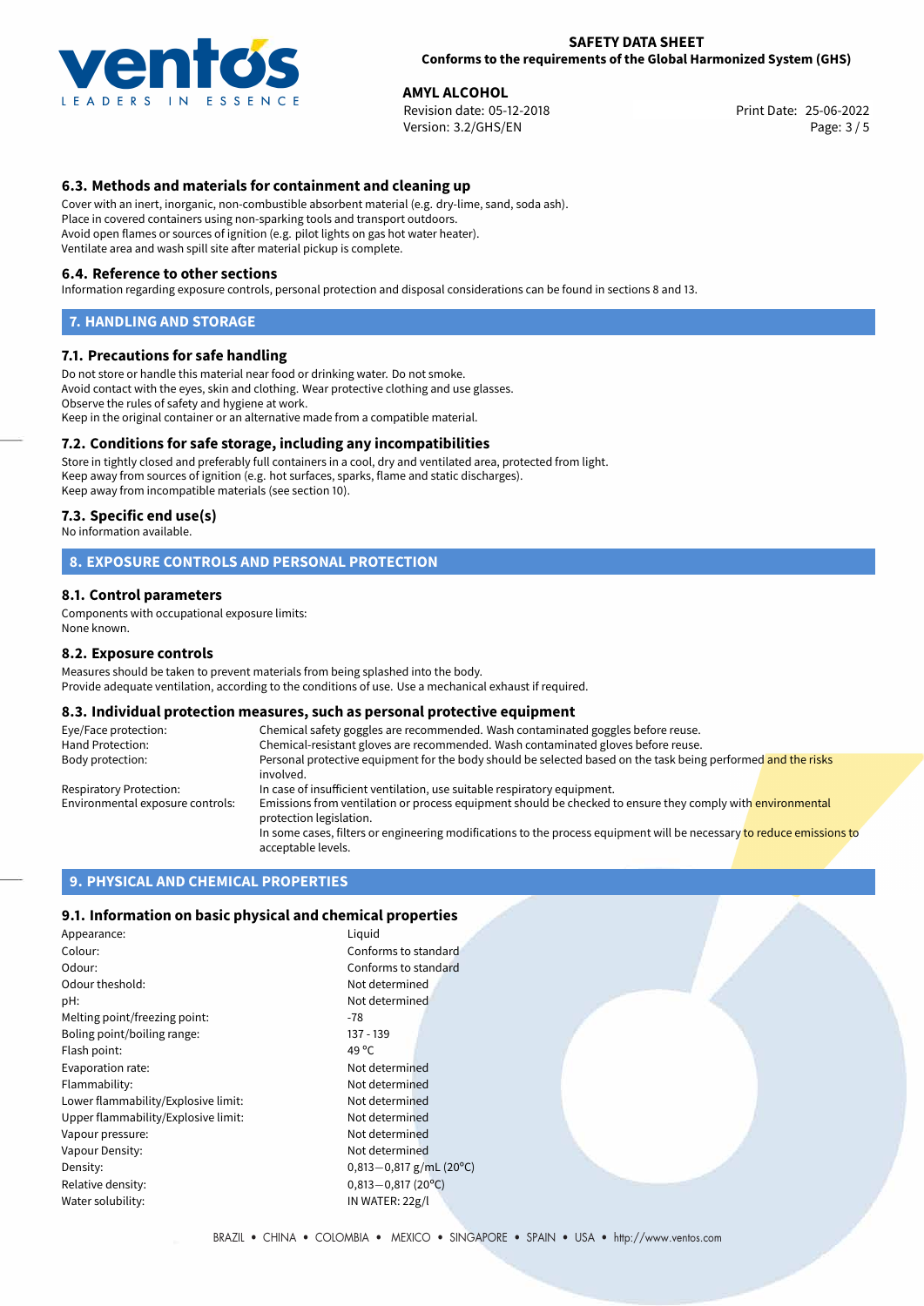### 6.3. Methods and materials for containment and cleaning up

Cover with an inert, inorganic, non-combustible absorbent material (e.g. dry-lime, sand, soda ash).
Place in covered containers using non-sparking tools and transport outdoors.
Avoid open flames or sources of ignition (e.g. pilot lights on gas hot water heater).
Ventilate area and wash spill site after material pickup is complete.

### 6.4. Reference to other sections

Information regarding exposure controls, personal protection and disposal considerations can be found in sections 8 and 13.

## 7. HANDLING AND STORAGE

### 7.1. Precautions for safe handling

Do not store or handle this material near food or drinking water. Do not smoke.
Avoid contact with the eyes, skin and clothing. Wear protective clothing and use glasses.
Observe the rules of safety and hygiene at work.
Keep in the original container or an alternative made from a compatible material.

### 7.2. Conditions for safe storage, including any incompatibilities

Store in tightly closed and preferably full containers in a cool, dry and ventilated area, protected from light.
Keep away from sources of ignition (e.g. hot surfaces, sparks, flame and static discharges).
Keep away from incompatible materials (see section 10).

### 7.3. Specific end use(s)

No information available.

## 8. EXPOSURE CONTROLS AND PERSONAL PROTECTION

### 8.1. Control parameters

Components with occupational exposure limits:
None known.

### 8.2. Exposure controls

Measures should be taken to prevent materials from being splashed into the body.
Provide adequate ventilation, according to the conditions of use. Use a mechanical exhaust if required.

### 8.3. Individual protection measures, such as personal protective equipment

| | |
|---|---|
| Eye/Face protection: | Chemical safety goggles are recommended. Wash contaminated goggles before reuse. |
| Hand Protection: | Chemical-resistant gloves are recommended. Wash contaminated gloves before reuse. |
| Body protection: | Personal protective equipment for the body should be selected based on the task being performed and the risks involved. |
| Respiratory Protection: | In case of insufficient ventilation, use suitable respiratory equipment. |
| Environmental exposure controls: | Emissions from ventilation or process equipment should be checked to ensure they comply with environmental protection legislation. In some cases, filters or engineering modifications to the process equipment will be necessary to reduce emissions to acceptable levels. |

## 9. PHYSICAL AND CHEMICAL PROPERTIES

### 9.1. Information on basic physical and chemical properties

| | |
|---|---|
| Appearance: | Liquid |
| Colour: | Conforms to standard |
| Odour: | Conforms to standard |
| Odour theshold: | Not determined |
| pH: | Not determined |
| Melting point/freezing point: | -78 |
| Boling point/boiling range: | 137 - 139 |
| Flash point: | 49 °C |
| Evaporation rate: | Not determined |
| Flammability: | Not determined |
| Lower flammability/Explosive limit: | Not determined |
| Upper flammability/Explosive limit: | Not determined |
| Vapour pressure: | Not determined |
| Vapour Density: | Not determined |
| Density: | 0,813—0,817 g/mL (20°C) |
| Relative density: | 0,813—0,817 (20°C) |
| Water solubility: | IN WATER: 22g/l |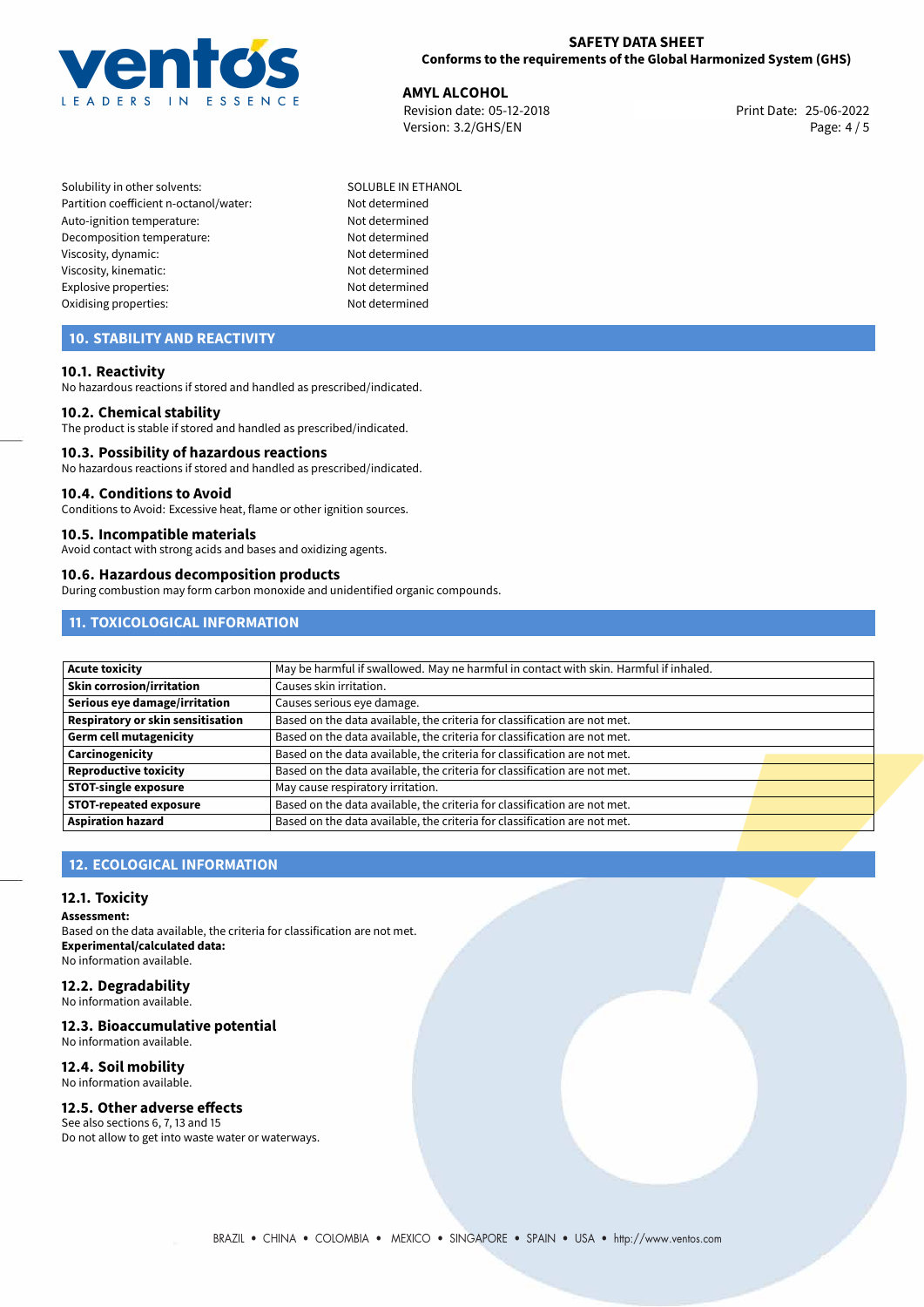| | |
|---|---|
| Solubility in other solvents: | SOLUBLE IN ETHANOL |
| Partition coefficient n-octanol/water: | Not determined |
| Auto-ignition temperature: | Not determined |
| Decomposition temperature: | Not determined |
| Viscosity, dynamic: | Not determined |
| Viscosity, kinematic: | Not determined |
| Explosive properties: | Not determined |
| Oxidising properties: | Not determined |

## 10. STABILITY AND REACTIVITY

### 10.1. Reactivity

No hazardous reactions if stored and handled as prescribed/indicated.

### 10.2. Chemical stability

The product is stable if stored and handled as prescribed/indicated.

### 10.3. Possibility of hazardous reactions

No hazardous reactions if stored and handled as prescribed/indicated.

### 10.4. Conditions to Avoid

Conditions to Avoid: Excessive heat, flame or other ignition sources.

### 10.5. Incompatible materials

Avoid contact with strong acids and bases and oxidizing agents.

### 10.6. Hazardous decomposition products

During combustion may form carbon monoxide and unidentified organic compounds.

## 11. TOXICOLOGICAL INFORMATION

| | |
|---|---|
| **Acute toxicity** | May be harmful if swallowed. May ne harmful in contact with skin. Harmful if inhaled. |
| **Skin corrosion/irritation** | Causes skin irritation. |
| **Serious eye damage/irritation** | Causes serious eye damage. |
| **Respiratory or skin sensitisation** | Based on the data available, the criteria for classification are not met. |
| **Germ cell mutagenicity** | Based on the data available, the criteria for classification are not met. |
| **Carcinogenicity** | Based on the data available, the criteria for classification are not met. |
| **Reproductive toxicity** | Based on the data available, the criteria for classification are not met. |
| **STOT-single exposure** | May cause respiratory irritation. |
| **STOT-repeated exposure** | Based on the data available, the criteria for classification are not met. |
| **Aspiration hazard** | Based on the data available, the criteria for classification are not met. |

## 12. ECOLOGICAL INFORMATION

### 12.1. Toxicity

**Assessment:**
Based on the data available, the criteria for classification are not met.
**Experimental/calculated data:**
No information available.

### 12.2. Degradability

No information available.

### 12.3. Bioaccumulative potential

No information available.

### 12.4. Soil mobility

No information available.

### 12.5. Other adverse effects

See also sections 6, 7, 13 and 15
Do not allow to get into waste water or waterways.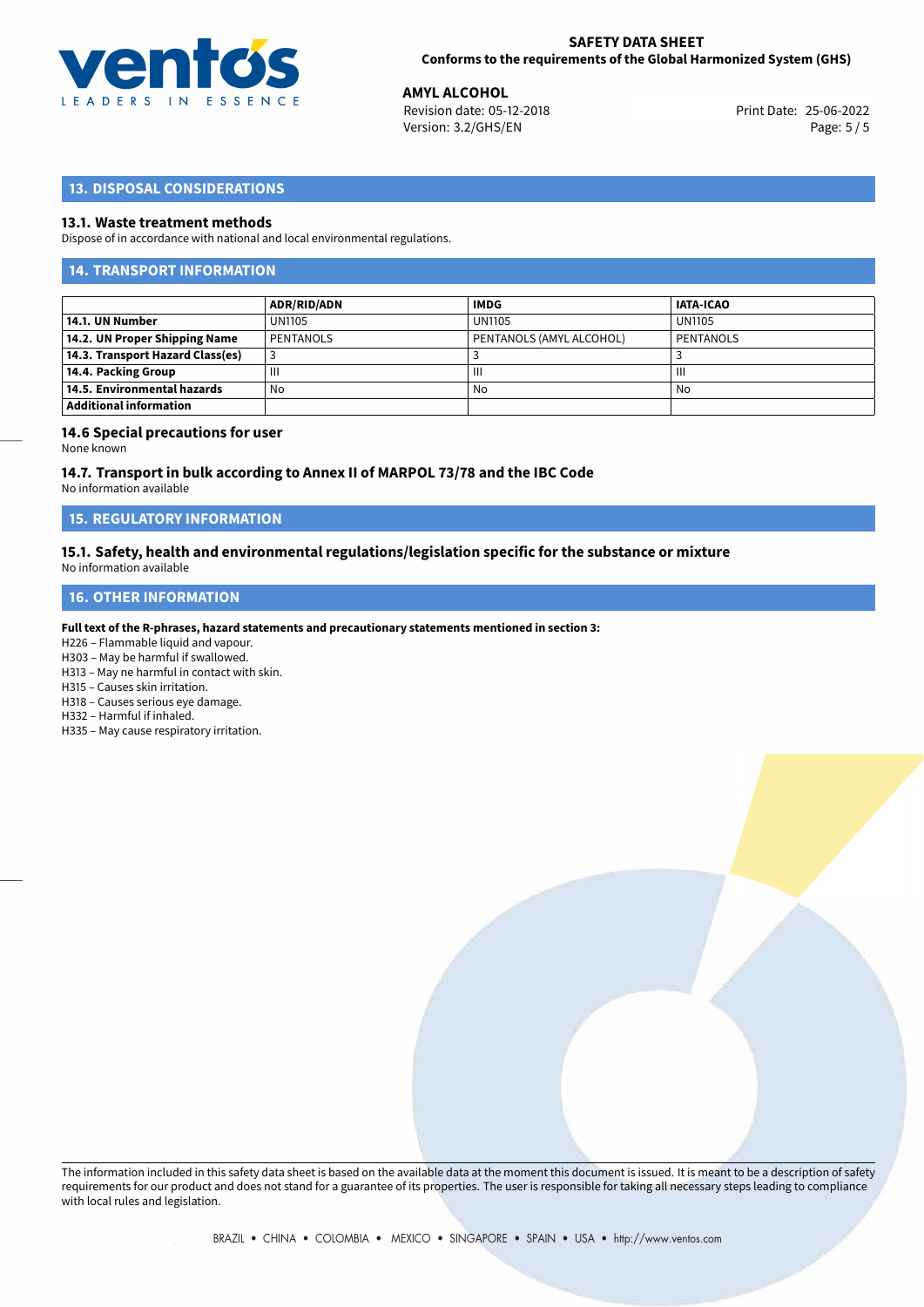## 13. DISPOSAL CONSIDERATIONS

### 13.1. Waste treatment methods

Dispose of in accordance with national and local environmental regulations.

## 14. TRANSPORT INFORMATION

| | ADR/RID/ADN | IMDG | IATA-ICAO |
|---|---|---|---|
| **14.1. UN Number** | UN1105 | UN1105 | UN1105 |
| **14.2. UN Proper Shipping Name** | PENTANOLS | PENTANOLS (AMYL ALCOHOL) | PENTANOLS |
| **14.3. Transport Hazard Class(es)** | 3 | 3 | 3 |
| **14.4. Packing Group** | III | III | III |
| **14.5. Environmental hazards** | No | No | No |
| **Additional information** | | | |

### 14.6 Special precautions for user

None known

### 14.7. Transport in bulk according to Annex II of MARPOL 73/78 and the IBC Code

No information available

## 15. REGULATORY INFORMATION

### 15.1. Safety, health and environmental regulations/legislation specific for the substance or mixture

No information available

## 16. OTHER INFORMATION

**Full text of the R-phrases, hazard statements and precautionary statements mentioned in section 3:**

H226 – Flammable liquid and vapour.
H303 – May be harmful if swallowed.
H313 – May ne harmful in contact with skin.
H315 – Causes skin irritation.
H318 – Causes serious eye damage.
H332 – Harmful if inhaled.
H335 – May cause respiratory irritation.

The information included in this safety data sheet is based on the available data at the moment this document is issued. It is meant to be a description of safety requirements for our product and does not stand for a guarantee of its properties. The user is responsible for taking all necessary steps leading to compliance with local rules and legislation.